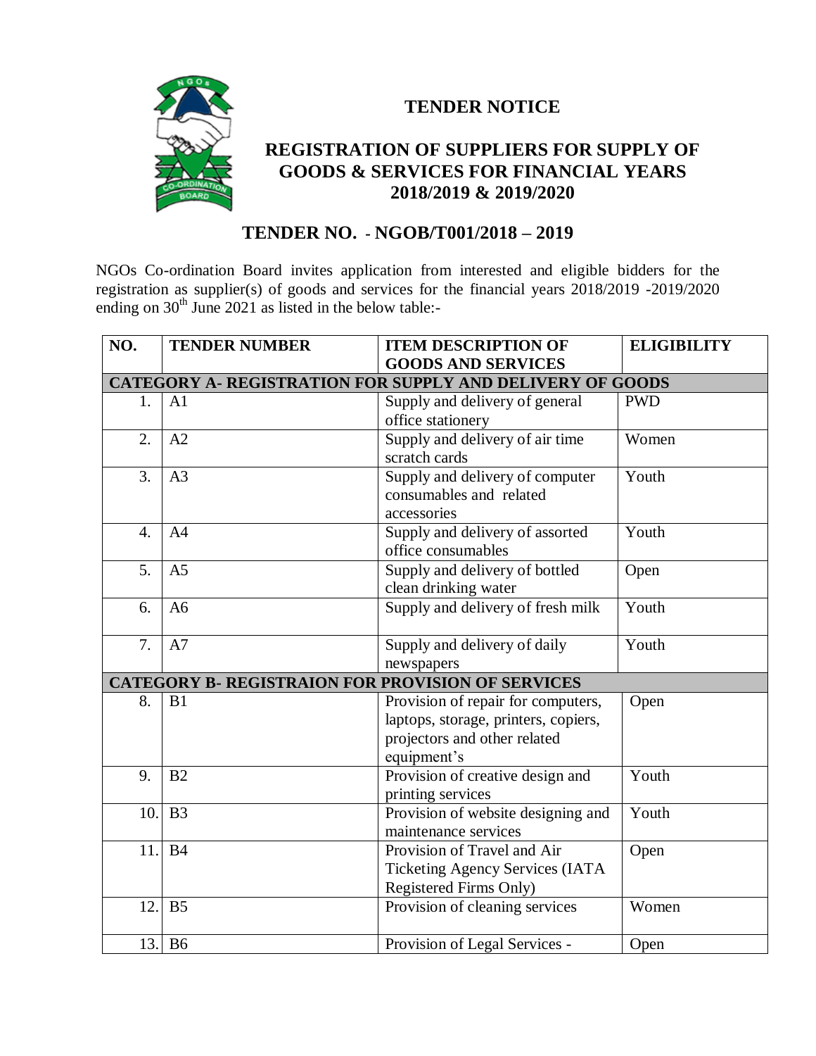# TENDER NOTICE

## REGISTRATION OF SUPPLIERS FOR SUPPLY OF GOODS & SERVICES FOR FINANCIAL YEARS 2018/2019 & 2019/2020

## TENDER NO. - NGOB/T001/2018 – 2019

NGOs Co-ordination Board invites application from interested and eligible bidders for the registration as supplier(s) of goods and services for the financial years 2018/2019 -2019/2020 ending on 30th June 2021 as listed in the below table:-

| NO. | TENDER NUMBER | ITEM DESCRIPTION OF GOODS AND SERVICES | ELIGIBILITY |
|---|---|---|---|
| **CATEGORY A- REGISTRATION FOR SUPPLY AND DELIVERY OF GOODS** | | | |
| 1. | A1 | Supply and delivery of general office stationery | PWD |
| 2. | A2 | Supply and delivery of air time scratch cards | Women |
| 3. | A3 | Supply and delivery of computer consumables and related accessories | Youth |
| 4. | A4 | Supply and delivery of assorted office consumables | Youth |
| 5. | A5 | Supply and delivery of bottled clean drinking water | Open |
| 6. | A6 | Supply and delivery of fresh milk | Youth |
| 7. | A7 | Supply and delivery of daily newspapers | Youth |
| **CATEGORY B- REGISTRAION FOR PROVISION OF SERVICES** | | | |
| 8. | B1 | Provision of repair for computers, laptops, storage, printers, copiers, projectors and other related equipment's | Open |
| 9. | B2 | Provision of creative design and printing services | Youth |
| 10. | B3 | Provision of website designing and maintenance services | Youth |
| 11. | B4 | Provision of Travel and Air Ticketing Agency Services (IATA Registered Firms Only) | Open |
| 12. | B5 | Provision of cleaning services | Women |
| 13. | B6 | Provision of Legal Services - | Open |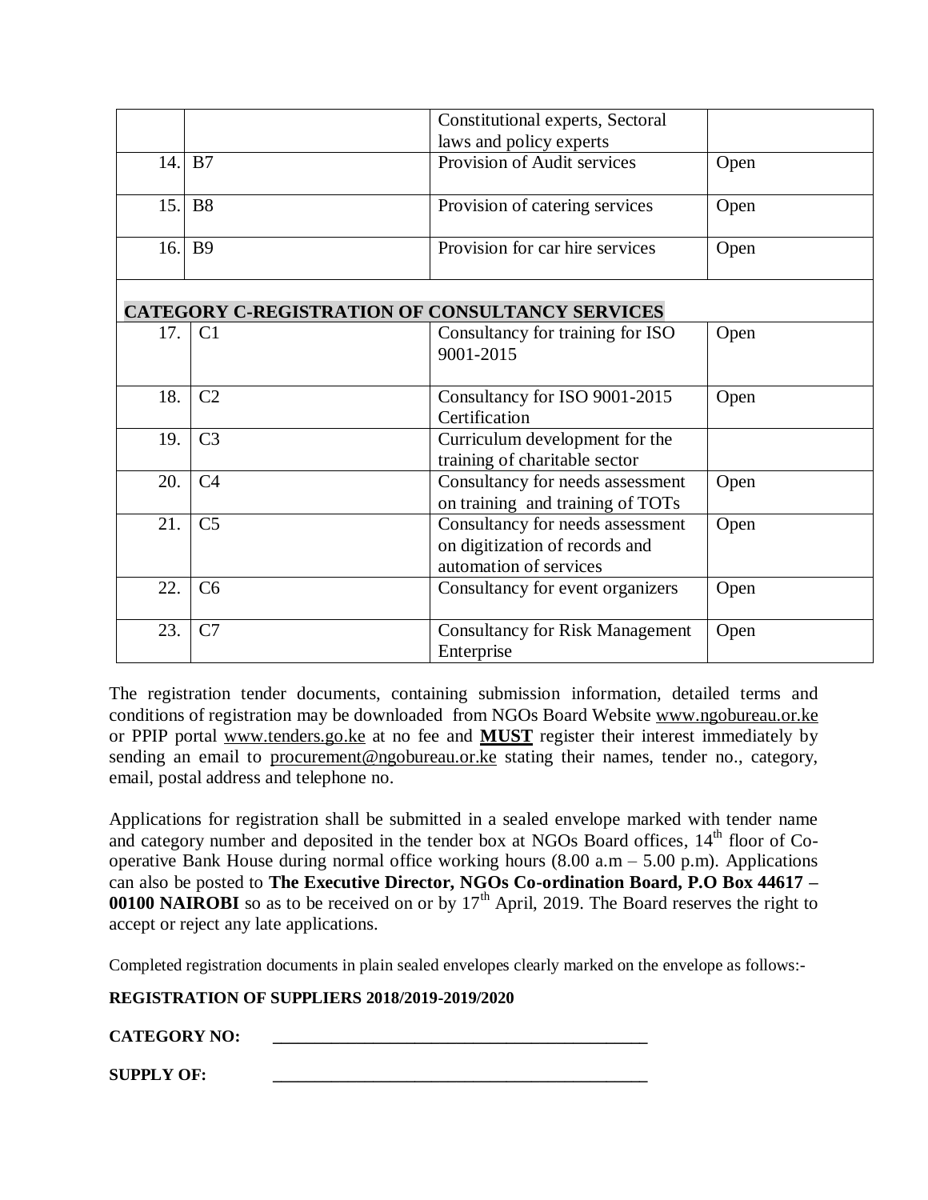| | | | |
|---|---|---|---|
| | | Constitutional experts, Sectoral laws and policy experts | |
| 14. | B7 | Provision of Audit services | Open |
| 15. | B8 | Provision of catering services | Open |
| 16. | B9 | Provision for car hire services | Open |
| **CATEGORY C-REGISTRATION OF CONSULTANCY SERVICES** | | | |
| 17. | C1 | Consultancy for training for ISO 9001-2015 | Open |
| 18. | C2 | Consultancy for ISO 9001-2015 Certification | Open |
| 19. | C3 | Curriculum development for the training of charitable sector | |
| 20. | C4 | Consultancy for needs assessment on training and training of TOTs | Open |
| 21. | C5 | Consultancy for needs assessment on digitization of records and automation of services | Open |
| 22. | C6 | Consultancy for event organizers | Open |
| 23. | C7 | Consultancy for Risk Management Enterprise | Open |

The registration tender documents, containing submission information, detailed terms and conditions of registration may be downloaded from NGOs Board Website www.ngobureau.or.ke or PPIP portal www.tenders.go.ke at no fee and **MUST** register their interest immediately by sending an email to procurement@ngobureau.or.ke stating their names, tender no., category, email, postal address and telephone no.

Applications for registration shall be submitted in a sealed envelope marked with tender name and category number and deposited in the tender box at NGOs Board offices, 14th floor of Co-operative Bank House during normal office working hours (8.00 a.m – 5.00 p.m). Applications can also be posted to **The Executive Director, NGOs Co-ordination Board, P.O Box 44617 – 00100 NAIROBI** so as to be received on or by 17th April, 2019. The Board reserves the right to accept or reject any late applications.

Completed registration documents in plain sealed envelopes clearly marked on the envelope as follows:-

**REGISTRATION OF SUPPLIERS 2018/2019-2019/2020**

**CATEGORY NO:** ___________________________________________

**SUPPLY OF:** ___________________________________________